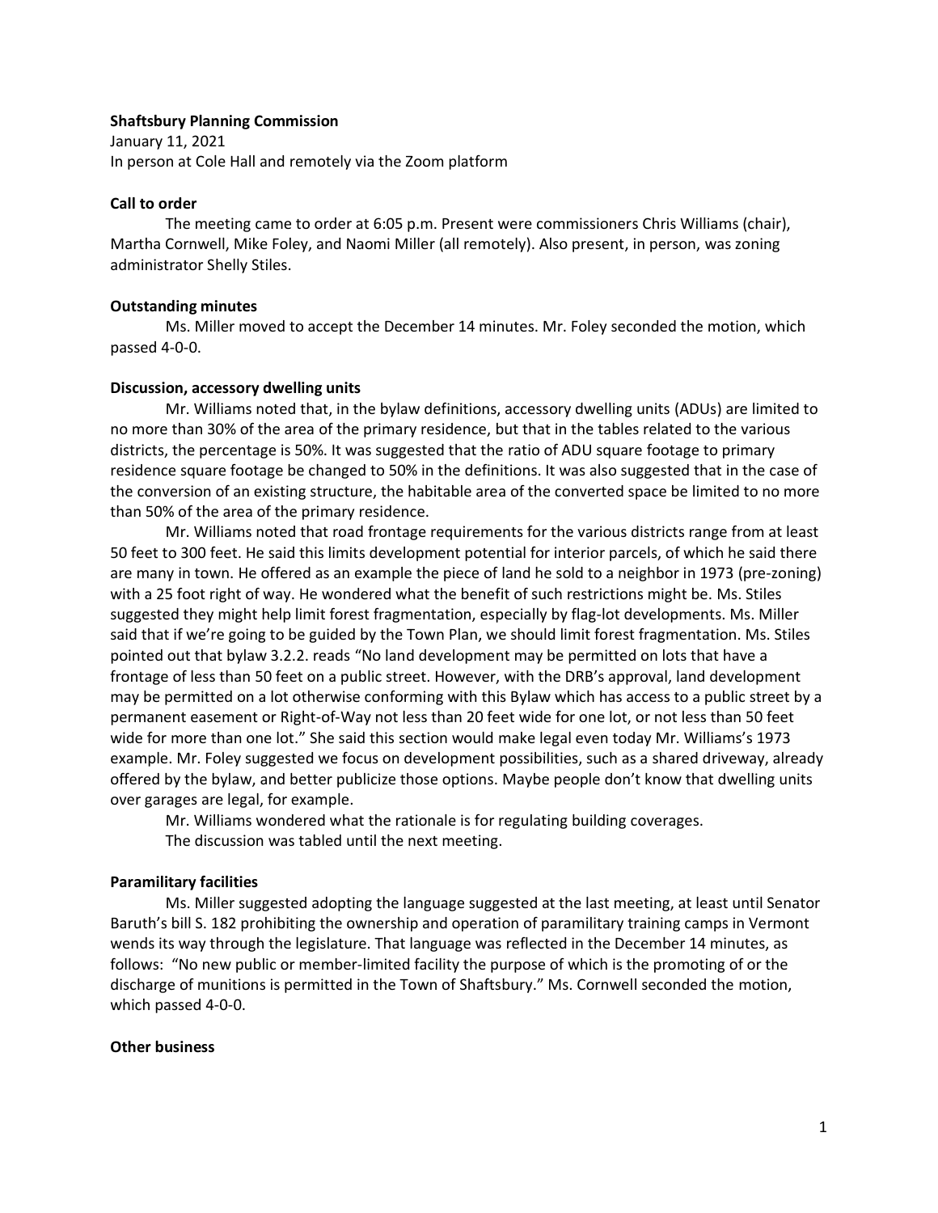**Shaftsbury Planning Commission**

January 11, 2021

In person at Cole Hall and remotely via the Zoom platform

**Call to order**

The meeting came to order at 6:05 p.m. Present were commissioners Chris Williams (chair), Martha Cornwell, Mike Foley, and Naomi Miller (all remotely). Also present, in person, was zoning administrator Shelly Stiles.

**Outstanding minutes**

Ms. Miller moved to accept the December 14 minutes. Mr. Foley seconded the motion, which passed 4-0-0.

**Discussion, accessory dwelling units**

Mr. Williams noted that, in the bylaw definitions, accessory dwelling units (ADUs) are limited to no more than 30% of the area of the primary residence, but that in the tables related to the various districts, the percentage is 50%. It was suggested that the ratio of ADU square footage to primary residence square footage be changed to 50% in the definitions. It was also suggested that in the case of the conversion of an existing structure, the habitable area of the converted space be limited to no more than 50% of the area of the primary residence.

Mr. Williams noted that road frontage requirements for the various districts range from at least 50 feet to 300 feet. He said this limits development potential for interior parcels, of which he said there are many in town. He offered as an example the piece of land he sold to a neighbor in 1973 (pre-zoning) with a 25 foot right of way. He wondered what the benefit of such restrictions might be. Ms. Stiles suggested they might help limit forest fragmentation, especially by flag-lot developments. Ms. Miller said that if we're going to be guided by the Town Plan, we should limit forest fragmentation. Ms. Stiles pointed out that bylaw 3.2.2. reads "No land development may be permitted on lots that have a frontage of less than 50 feet on a public street. However, with the DRB's approval, land development may be permitted on a lot otherwise conforming with this Bylaw which has access to a public street by a permanent easement or Right-of-Way not less than 20 feet wide for one lot, or not less than 50 feet wide for more than one lot." She said this section would make legal even today Mr. Williams's 1973 example. Mr. Foley suggested we focus on development possibilities, such as a shared driveway, already offered by the bylaw, and better publicize those options. Maybe people don't know that dwelling units over garages are legal, for example.

Mr. Williams wondered what the rationale is for regulating building coverages.

The discussion was tabled until the next meeting.

**Paramilitary facilities**

Ms. Miller suggested adopting the language suggested at the last meeting, at least until Senator Baruth's bill S. 182 prohibiting the ownership and operation of paramilitary training camps in Vermont wends its way through the legislature. That language was reflected in the December 14 minutes, as follows: "No new public or member-limited facility the purpose of which is the promoting of or the discharge of munitions is permitted in the Town of Shaftsbury." Ms. Cornwell seconded the motion, which passed 4-0-0.

**Other business**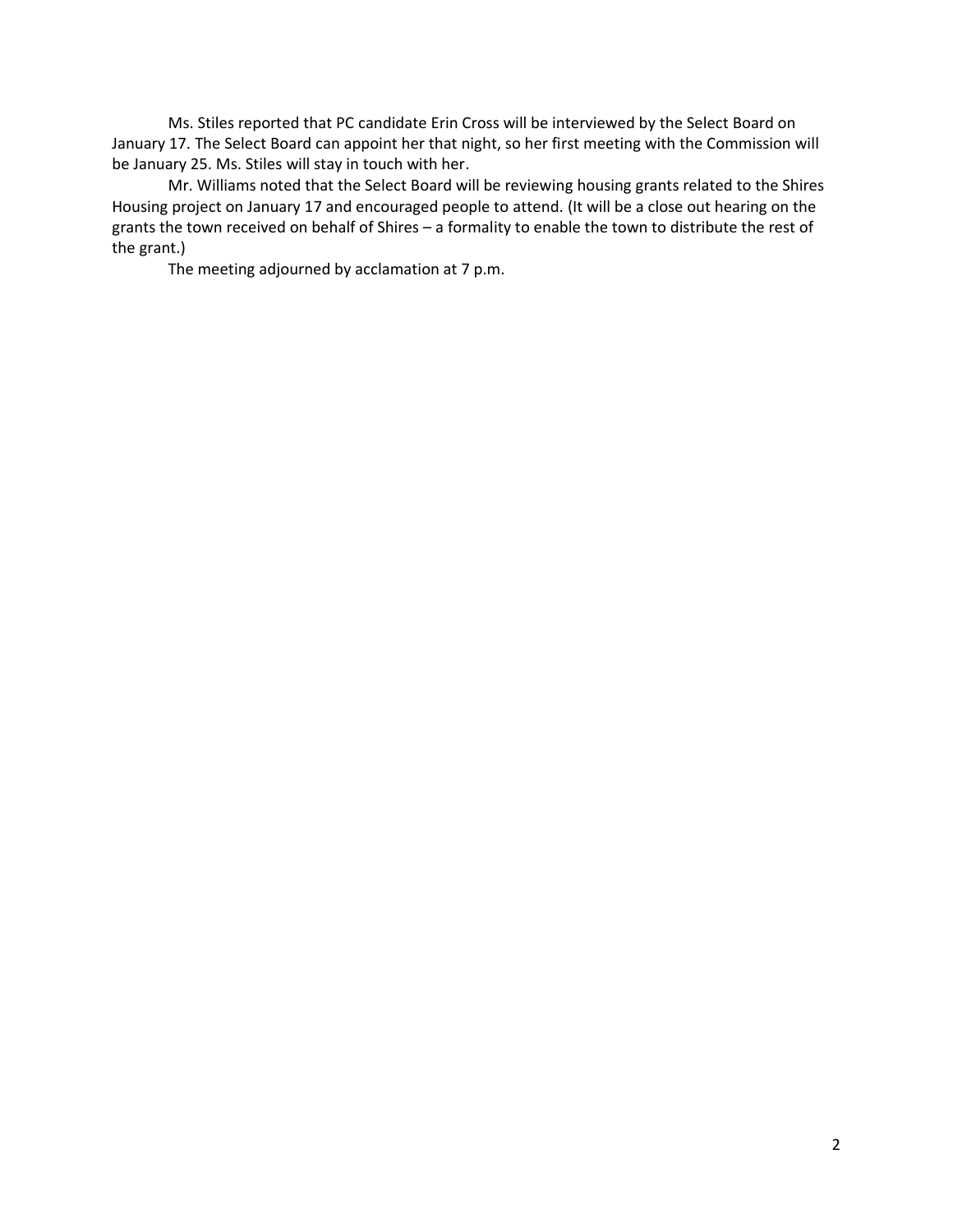Ms. Stiles reported that PC candidate Erin Cross will be interviewed by the Select Board on January 17. The Select Board can appoint her that night, so her first meeting with the Commission will be January 25. Ms. Stiles will stay in touch with her.

Mr. Williams noted that the Select Board will be reviewing housing grants related to the Shires Housing project on January 17 and encouraged people to attend. (It will be a close out hearing on the grants the town received on behalf of Shires – a formality to enable the town to distribute the rest of the grant.)

The meeting adjourned by acclamation at 7 p.m.